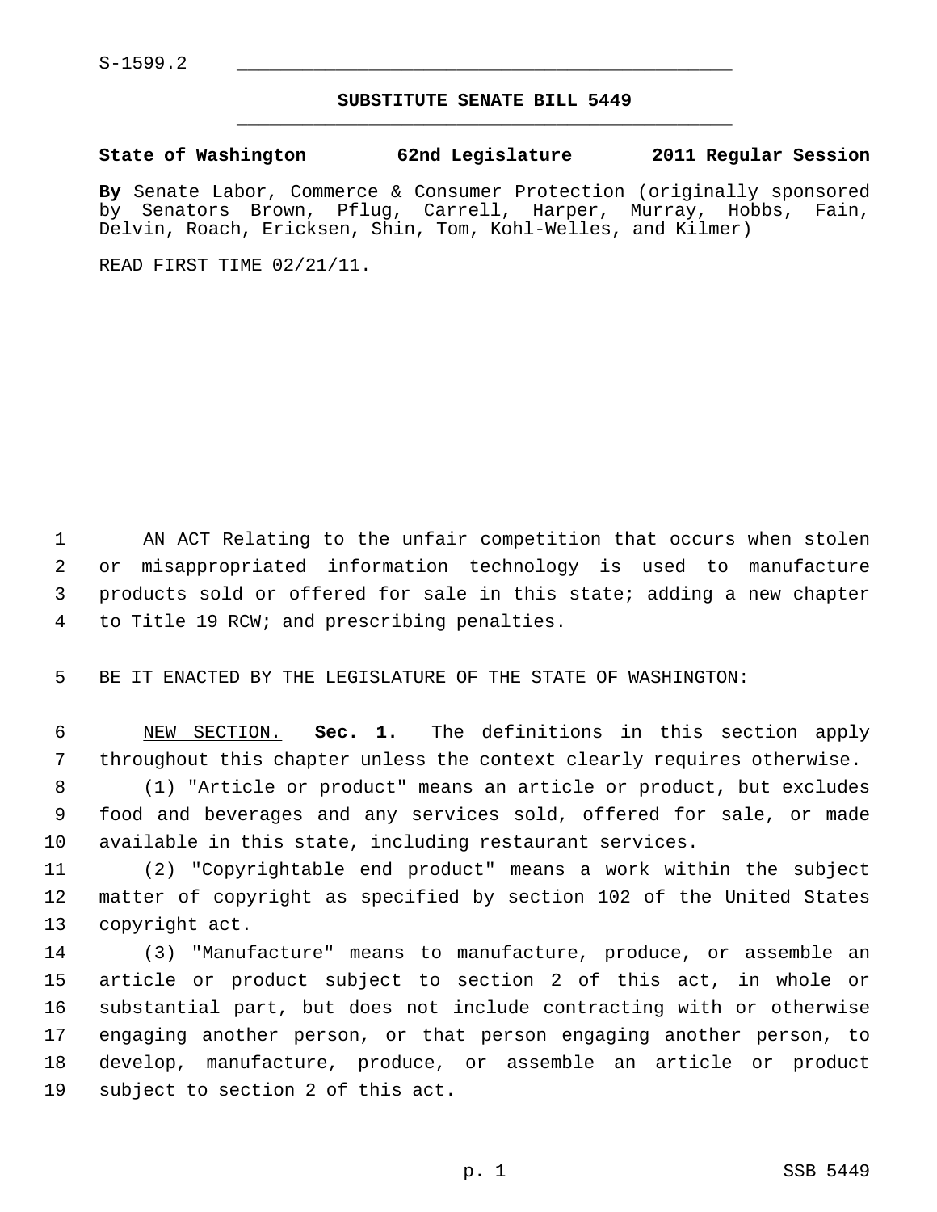S-1599.2

# SUBSTITUTE SENATE BILL 5449

**State of Washington 62nd Legislature 2011 Regular Session**

**By** Senate Labor, Commerce & Consumer Protection (originally sponsored by Senators Brown, Pflug, Carrell, Harper, Murray, Hobbs, Fain, Delvin, Roach, Ericksen, Shin, Tom, Kohl-Welles, and Kilmer)

READ FIRST TIME 02/21/11.

AN ACT Relating to the unfair competition that occurs when stolen or misappropriated information technology is used to manufacture products sold or offered for sale in this state; adding a new chapter to Title 19 RCW; and prescribing penalties.

BE IT ENACTED BY THE LEGISLATURE OF THE STATE OF WASHINGTON:

NEW SECTION. **Sec. 1.** The definitions in this section apply throughout this chapter unless the context clearly requires otherwise.

(1) "Article or product" means an article or product, but excludes food and beverages and any services sold, offered for sale, or made available in this state, including restaurant services.

(2) "Copyrightable end product" means a work within the subject matter of copyright as specified by section 102 of the United States copyright act.

(3) "Manufacture" means to manufacture, produce, or assemble an article or product subject to section 2 of this act, in whole or substantial part, but does not include contracting with or otherwise engaging another person, or that person engaging another person, to develop, manufacture, produce, or assemble an article or product subject to section 2 of this act.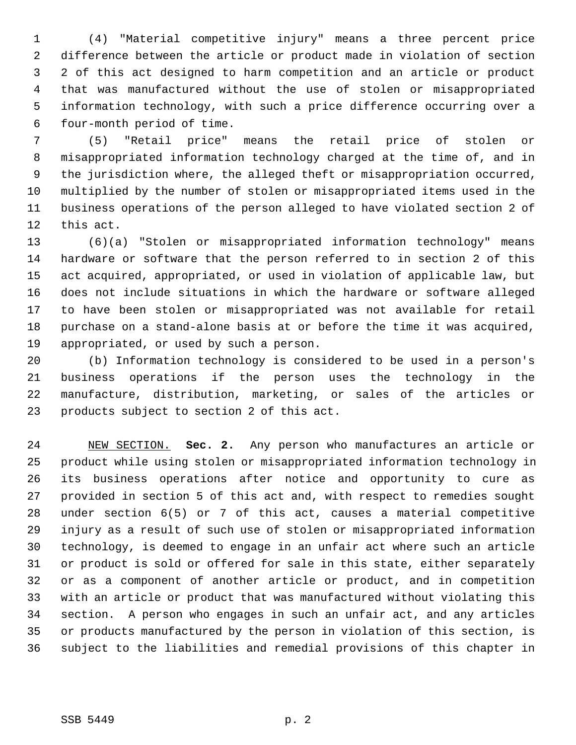(4) "Material competitive injury" means a three percent price difference between the article or product made in violation of section 2 of this act designed to harm competition and an article or product that was manufactured without the use of stolen or misappropriated information technology, with such a price difference occurring over a four-month period of time.

(5) "Retail price" means the retail price of stolen or misappropriated information technology charged at the time of, and in the jurisdiction where, the alleged theft or misappropriation occurred, multiplied by the number of stolen or misappropriated items used in the business operations of the person alleged to have violated section 2 of this act.

(6)(a) "Stolen or misappropriated information technology" means hardware or software that the person referred to in section 2 of this act acquired, appropriated, or used in violation of applicable law, but does not include situations in which the hardware or software alleged to have been stolen or misappropriated was not available for retail purchase on a stand-alone basis at or before the time it was acquired, appropriated, or used by such a person.

(b) Information technology is considered to be used in a person's business operations if the person uses the technology in the manufacture, distribution, marketing, or sales of the articles or products subject to section 2 of this act.

NEW SECTION. **Sec. 2.** Any person who manufactures an article or product while using stolen or misappropriated information technology in its business operations after notice and opportunity to cure as provided in section 5 of this act and, with respect to remedies sought under section 6(5) or 7 of this act, causes a material competitive injury as a result of such use of stolen or misappropriated information technology, is deemed to engage in an unfair act where such an article or product is sold or offered for sale in this state, either separately or as a component of another article or product, and in competition with an article or product that was manufactured without violating this section. A person who engages in such an unfair act, and any articles or products manufactured by the person in violation of this section, is subject to the liabilities and remedial provisions of this chapter in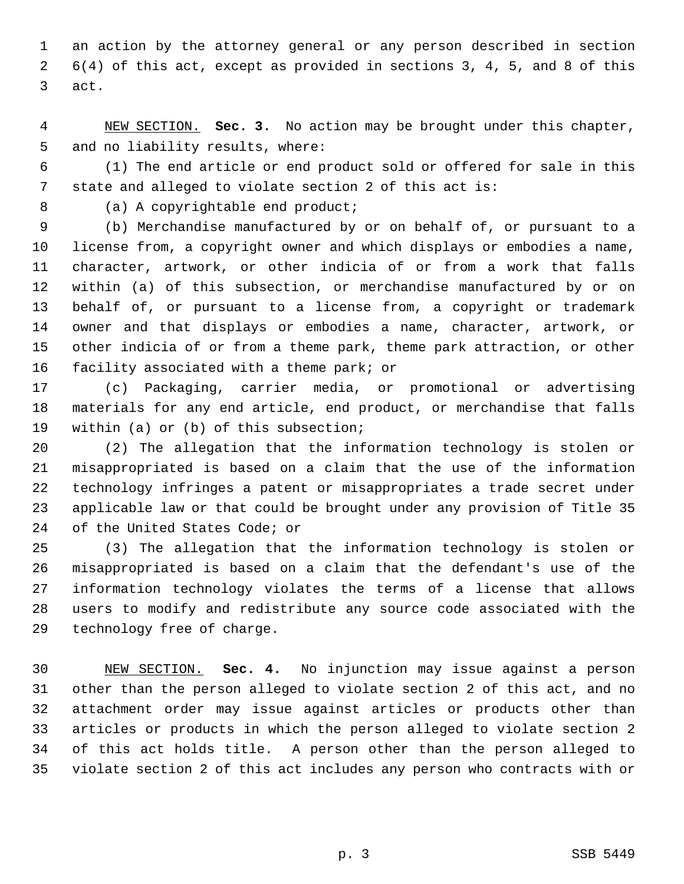an action by the attorney general or any person described in section 6(4) of this act, except as provided in sections 3, 4, 5, and 8 of this act.

NEW SECTION. **Sec. 3.** No action may be brought under this chapter, and no liability results, where:

(1) The end article or end product sold or offered for sale in this state and alleged to violate section 2 of this act is:

(a) A copyrightable end product;

(b) Merchandise manufactured by or on behalf of, or pursuant to a license from, a copyright owner and which displays or embodies a name, character, artwork, or other indicia of or from a work that falls within (a) of this subsection, or merchandise manufactured by or on behalf of, or pursuant to a license from, a copyright or trademark owner and that displays or embodies a name, character, artwork, or other indicia of or from a theme park, theme park attraction, or other facility associated with a theme park; or

(c) Packaging, carrier media, or promotional or advertising materials for any end article, end product, or merchandise that falls within (a) or (b) of this subsection;

(2) The allegation that the information technology is stolen or misappropriated is based on a claim that the use of the information technology infringes a patent or misappropriates a trade secret under applicable law or that could be brought under any provision of Title 35 of the United States Code; or

(3) The allegation that the information technology is stolen or misappropriated is based on a claim that the defendant's use of the information technology violates the terms of a license that allows users to modify and redistribute any source code associated with the technology free of charge.

NEW SECTION. **Sec. 4.** No injunction may issue against a person other than the person alleged to violate section 2 of this act, and no attachment order may issue against articles or products other than articles or products in which the person alleged to violate section 2 of this act holds title. A person other than the person alleged to violate section 2 of this act includes any person who contracts with or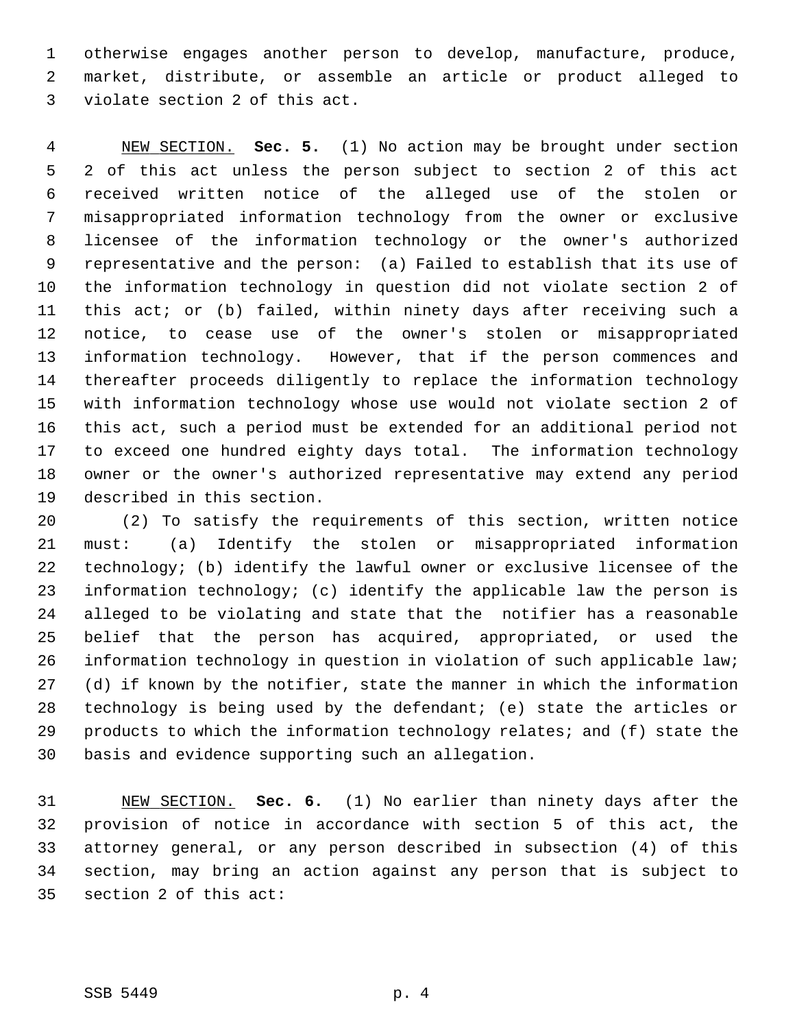otherwise engages another person to develop, manufacture, produce, market, distribute, or assemble an article or product alleged to violate section 2 of this act.

NEW SECTION. **Sec. 5.** (1) No action may be brought under section 2 of this act unless the person subject to section 2 of this act received written notice of the alleged use of the stolen or misappropriated information technology from the owner or exclusive licensee of the information technology or the owner's authorized representative and the person: (a) Failed to establish that its use of the information technology in question did not violate section 2 of this act; or (b) failed, within ninety days after receiving such a notice, to cease use of the owner's stolen or misappropriated information technology. However, that if the person commences and thereafter proceeds diligently to replace the information technology with information technology whose use would not violate section 2 of this act, such a period must be extended for an additional period not to exceed one hundred eighty days total. The information technology owner or the owner's authorized representative may extend any period described in this section.

(2) To satisfy the requirements of this section, written notice must: (a) Identify the stolen or misappropriated information technology; (b) identify the lawful owner or exclusive licensee of the information technology; (c) identify the applicable law the person is alleged to be violating and state that the notifier has a reasonable belief that the person has acquired, appropriated, or used the information technology in question in violation of such applicable law; (d) if known by the notifier, state the manner in which the information technology is being used by the defendant; (e) state the articles or products to which the information technology relates; and (f) state the basis and evidence supporting such an allegation.

NEW SECTION. **Sec. 6.** (1) No earlier than ninety days after the provision of notice in accordance with section 5 of this act, the attorney general, or any person described in subsection (4) of this section, may bring an action against any person that is subject to section 2 of this act: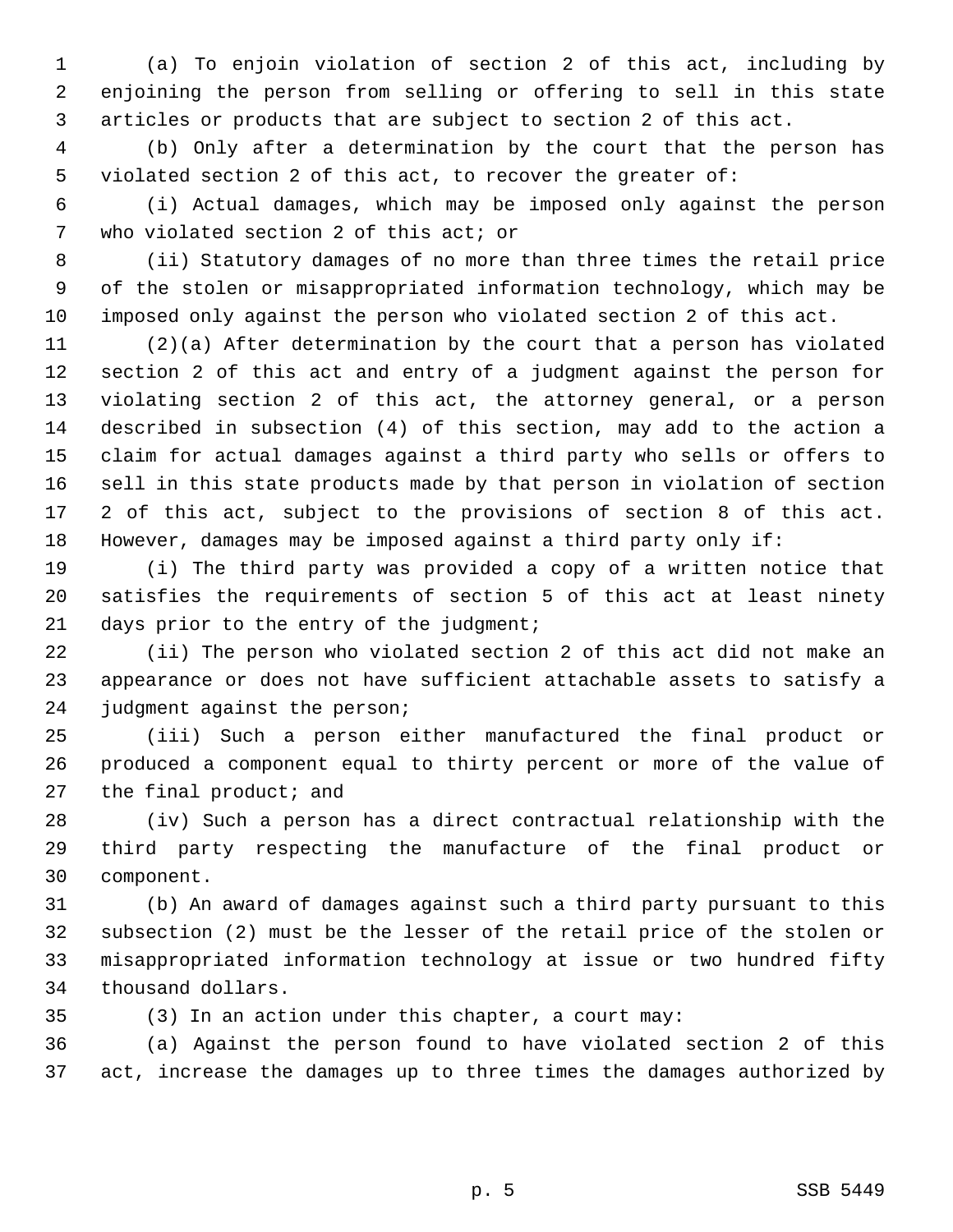(a) To enjoin violation of section 2 of this act, including by enjoining the person from selling or offering to sell in this state articles or products that are subject to section 2 of this act.

(b) Only after a determination by the court that the person has violated section 2 of this act, to recover the greater of:

(i) Actual damages, which may be imposed only against the person who violated section 2 of this act; or

(ii) Statutory damages of no more than three times the retail price of the stolen or misappropriated information technology, which may be imposed only against the person who violated section 2 of this act.

(2)(a) After determination by the court that a person has violated section 2 of this act and entry of a judgment against the person for violating section 2 of this act, the attorney general, or a person described in subsection (4) of this section, may add to the action a claim for actual damages against a third party who sells or offers to sell in this state products made by that person in violation of section 2 of this act, subject to the provisions of section 8 of this act. However, damages may be imposed against a third party only if:

(i) The third party was provided a copy of a written notice that satisfies the requirements of section 5 of this act at least ninety days prior to the entry of the judgment;

(ii) The person who violated section 2 of this act did not make an appearance or does not have sufficient attachable assets to satisfy a judgment against the person;

(iii) Such a person either manufactured the final product or produced a component equal to thirty percent or more of the value of the final product; and

(iv) Such a person has a direct contractual relationship with the third party respecting the manufacture of the final product or component.

(b) An award of damages against such a third party pursuant to this subsection (2) must be the lesser of the retail price of the stolen or misappropriated information technology at issue or two hundred fifty thousand dollars.

(3) In an action under this chapter, a court may:

(a) Against the person found to have violated section 2 of this act, increase the damages up to three times the damages authorized by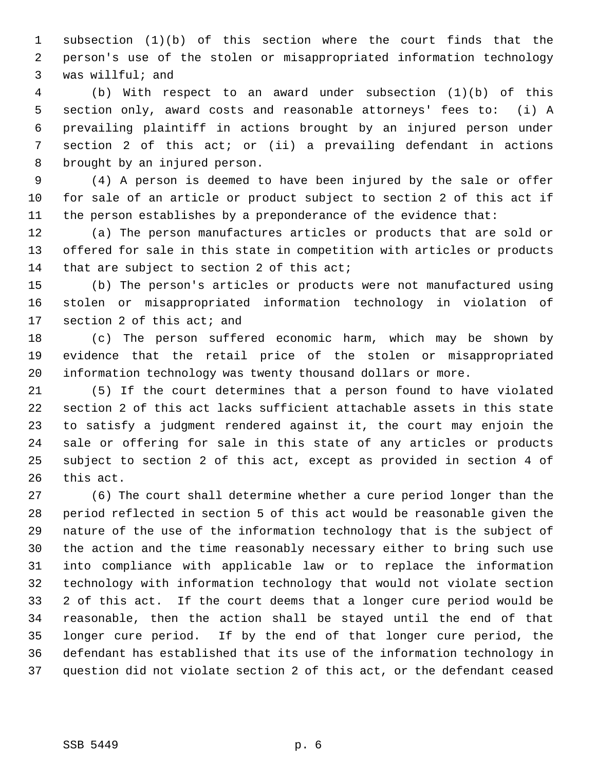subsection (1)(b) of this section where the court finds that the person's use of the stolen or misappropriated information technology was willful; and

(b) With respect to an award under subsection (1)(b) of this section only, award costs and reasonable attorneys' fees to: (i) A prevailing plaintiff in actions brought by an injured person under section 2 of this act; or (ii) a prevailing defendant in actions brought by an injured person.

(4) A person is deemed to have been injured by the sale or offer for sale of an article or product subject to section 2 of this act if the person establishes by a preponderance of the evidence that:

(a) The person manufactures articles or products that are sold or offered for sale in this state in competition with articles or products that are subject to section 2 of this act;

(b) The person's articles or products were not manufactured using stolen or misappropriated information technology in violation of section 2 of this act; and

(c) The person suffered economic harm, which may be shown by evidence that the retail price of the stolen or misappropriated information technology was twenty thousand dollars or more.

(5) If the court determines that a person found to have violated section 2 of this act lacks sufficient attachable assets in this state to satisfy a judgment rendered against it, the court may enjoin the sale or offering for sale in this state of any articles or products subject to section 2 of this act, except as provided in section 4 of this act.

(6) The court shall determine whether a cure period longer than the period reflected in section 5 of this act would be reasonable given the nature of the use of the information technology that is the subject of the action and the time reasonably necessary either to bring such use into compliance with applicable law or to replace the information technology with information technology that would not violate section 2 of this act. If the court deems that a longer cure period would be reasonable, then the action shall be stayed until the end of that longer cure period. If by the end of that longer cure period, the defendant has established that its use of the information technology in question did not violate section 2 of this act, or the defendant ceased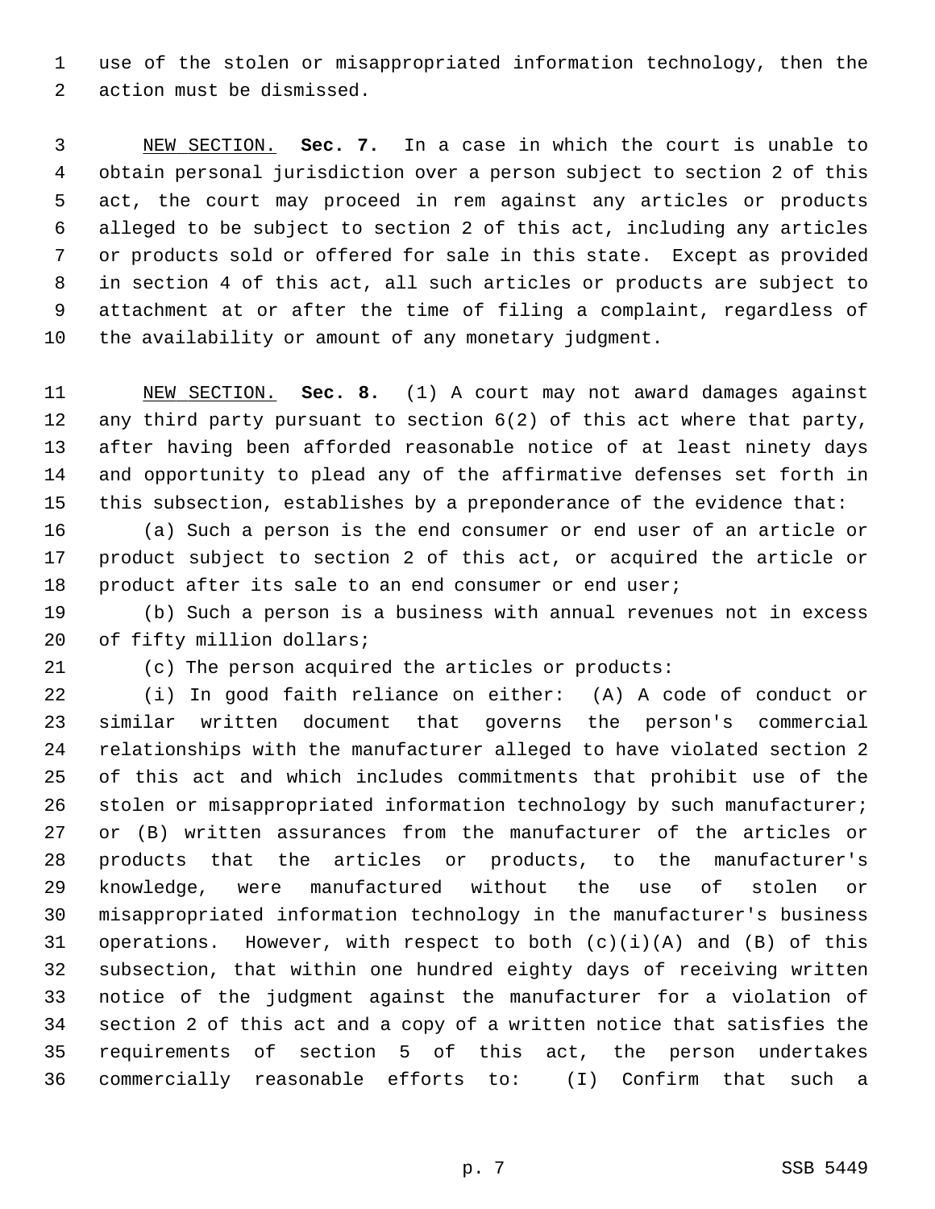use of the stolen or misappropriated information technology, then the action must be dismissed.

NEW SECTION. **Sec. 7.** In a case in which the court is unable to obtain personal jurisdiction over a person subject to section 2 of this act, the court may proceed in rem against any articles or products alleged to be subject to section 2 of this act, including any articles or products sold or offered for sale in this state. Except as provided in section 4 of this act, all such articles or products are subject to attachment at or after the time of filing a complaint, regardless of the availability or amount of any monetary judgment.

NEW SECTION. **Sec. 8.** (1) A court may not award damages against any third party pursuant to section 6(2) of this act where that party, after having been afforded reasonable notice of at least ninety days and opportunity to plead any of the affirmative defenses set forth in this subsection, establishes by a preponderance of the evidence that:

(a) Such a person is the end consumer or end user of an article or product subject to section 2 of this act, or acquired the article or product after its sale to an end consumer or end user;

(b) Such a person is a business with annual revenues not in excess of fifty million dollars;

(c) The person acquired the articles or products:

(i) In good faith reliance on either: (A) A code of conduct or similar written document that governs the person's commercial relationships with the manufacturer alleged to have violated section 2 of this act and which includes commitments that prohibit use of the stolen or misappropriated information technology by such manufacturer; or (B) written assurances from the manufacturer of the articles or products that the articles or products, to the manufacturer's knowledge, were manufactured without the use of stolen or misappropriated information technology in the manufacturer's business operations. However, with respect to both (c)(i)(A) and (B) of this subsection, that within one hundred eighty days of receiving written notice of the judgment against the manufacturer for a violation of section 2 of this act and a copy of a written notice that satisfies the requirements of section 5 of this act, the person undertakes commercially reasonable efforts to: (I) Confirm that such a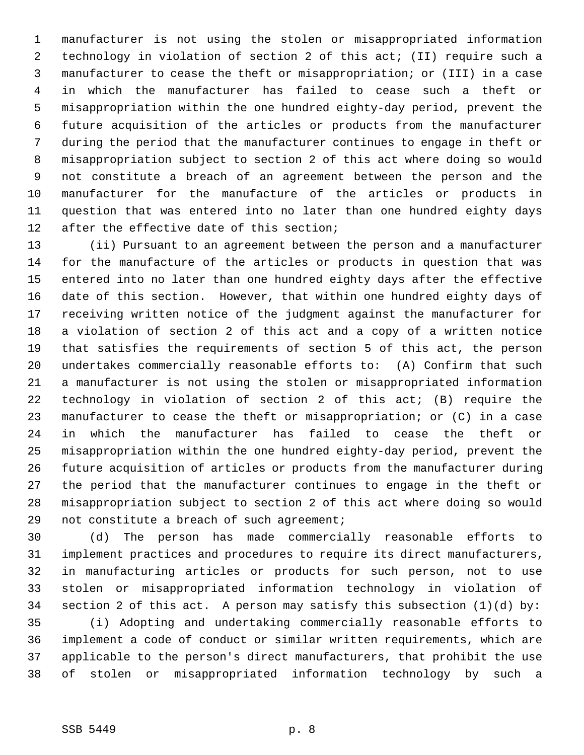manufacturer is not using the stolen or misappropriated information technology in violation of section 2 of this act; (II) require such a manufacturer to cease the theft or misappropriation; or (III) in a case in which the manufacturer has failed to cease such a theft or misappropriation within the one hundred eighty-day period, prevent the future acquisition of the articles or products from the manufacturer during the period that the manufacturer continues to engage in theft or misappropriation subject to section 2 of this act where doing so would not constitute a breach of an agreement between the person and the manufacturer for the manufacture of the articles or products in question that was entered into no later than one hundred eighty days after the effective date of this section;

(ii) Pursuant to an agreement between the person and a manufacturer for the manufacture of the articles or products in question that was entered into no later than one hundred eighty days after the effective date of this section. However, that within one hundred eighty days of receiving written notice of the judgment against the manufacturer for a violation of section 2 of this act and a copy of a written notice that satisfies the requirements of section 5 of this act, the person undertakes commercially reasonable efforts to: (A) Confirm that such a manufacturer is not using the stolen or misappropriated information technology in violation of section 2 of this act; (B) require the manufacturer to cease the theft or misappropriation; or (C) in a case in which the manufacturer has failed to cease the theft or misappropriation within the one hundred eighty-day period, prevent the future acquisition of articles or products from the manufacturer during the period that the manufacturer continues to engage in the theft or misappropriation subject to section 2 of this act where doing so would not constitute a breach of such agreement;

(d) The person has made commercially reasonable efforts to implement practices and procedures to require its direct manufacturers, in manufacturing articles or products for such person, not to use stolen or misappropriated information technology in violation of section 2 of this act. A person may satisfy this subsection (1)(d) by:

(i) Adopting and undertaking commercially reasonable efforts to implement a code of conduct or similar written requirements, which are applicable to the person's direct manufacturers, that prohibit the use of stolen or misappropriated information technology by such a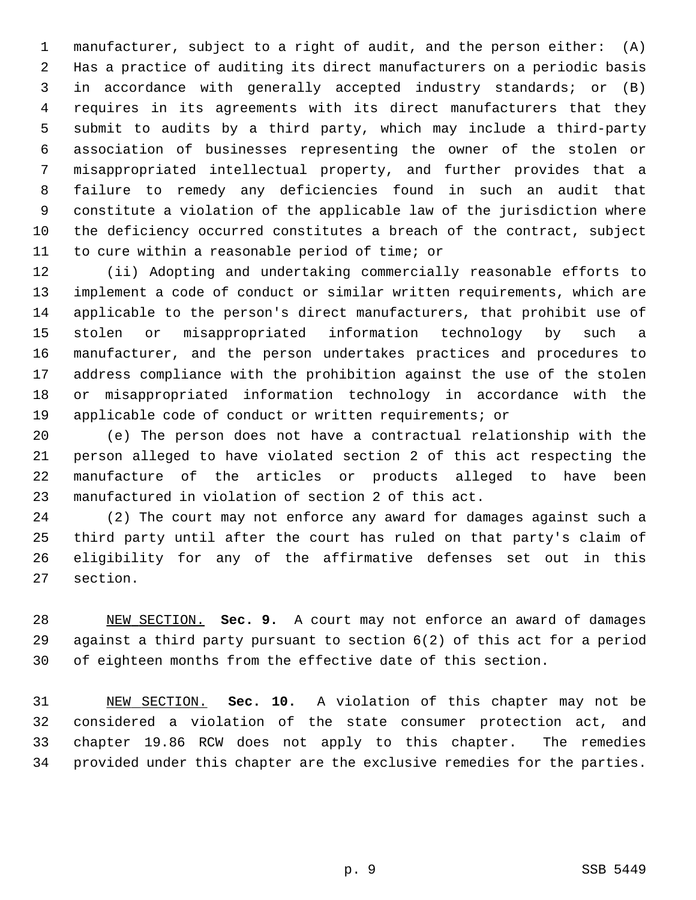manufacturer, subject to a right of audit, and the person either: (A) Has a practice of auditing its direct manufacturers on a periodic basis in accordance with generally accepted industry standards; or (B) requires in its agreements with its direct manufacturers that they submit to audits by a third party, which may include a third-party association of businesses representing the owner of the stolen or misappropriated intellectual property, and further provides that a failure to remedy any deficiencies found in such an audit that constitute a violation of the applicable law of the jurisdiction where the deficiency occurred constitutes a breach of the contract, subject to cure within a reasonable period of time; or

(ii) Adopting and undertaking commercially reasonable efforts to implement a code of conduct or similar written requirements, which are applicable to the person's direct manufacturers, that prohibit use of stolen or misappropriated information technology by such a manufacturer, and the person undertakes practices and procedures to address compliance with the prohibition against the use of the stolen or misappropriated information technology in accordance with the applicable code of conduct or written requirements; or

(e) The person does not have a contractual relationship with the person alleged to have violated section 2 of this act respecting the manufacture of the articles or products alleged to have been manufactured in violation of section 2 of this act.

(2) The court may not enforce any award for damages against such a third party until after the court has ruled on that party's claim of eligibility for any of the affirmative defenses set out in this section.

<u>NEW SECTION.</u> **Sec. 9.** A court may not enforce an award of damages against a third party pursuant to section 6(2) of this act for a period of eighteen months from the effective date of this section.

<u>NEW SECTION.</u> **Sec. 10.** A violation of this chapter may not be considered a violation of the state consumer protection act, and chapter 19.86 RCW does not apply to this chapter. The remedies provided under this chapter are the exclusive remedies for the parties.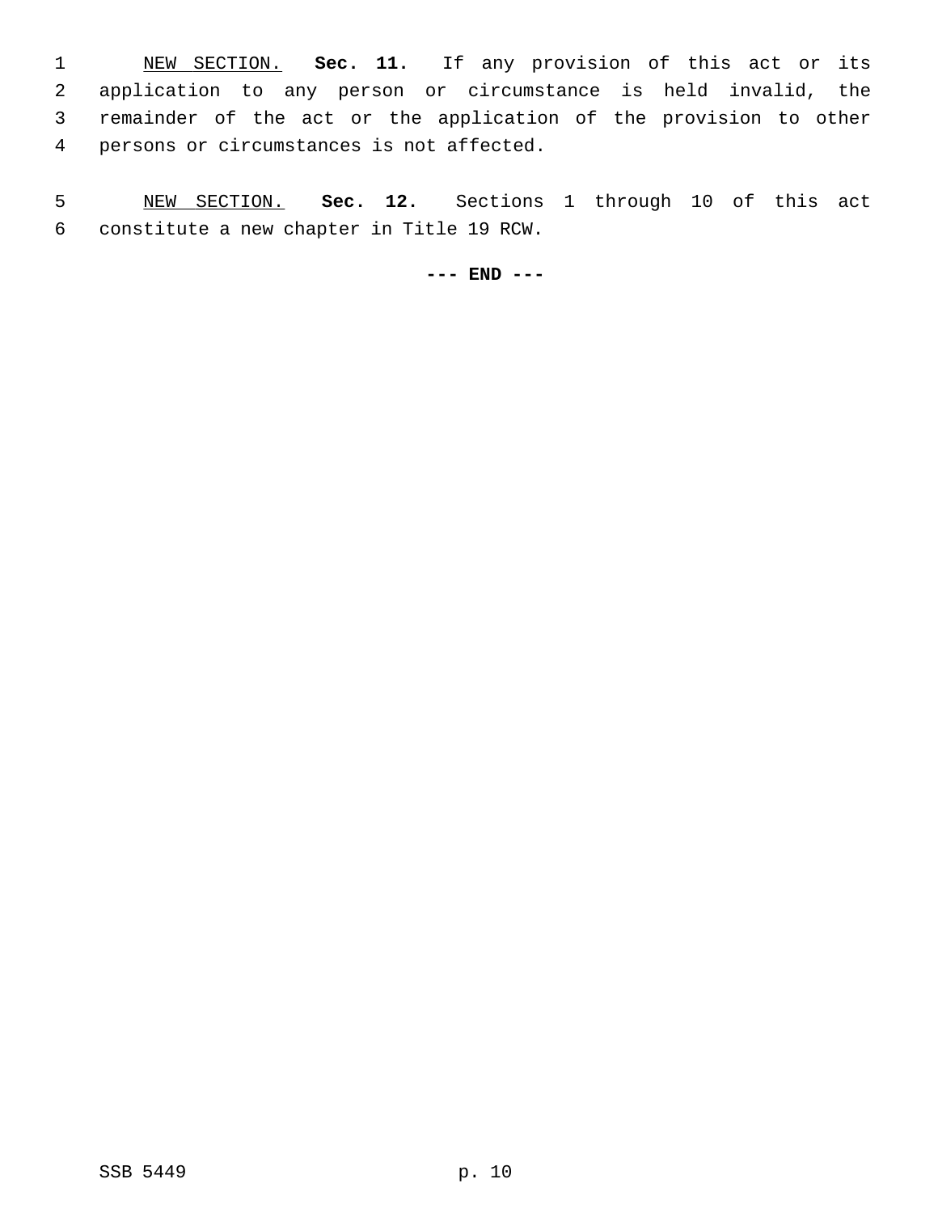NEW SECTION. **Sec. 11.** If any provision of this act or its application to any person or circumstance is held invalid, the remainder of the act or the application of the provision to other persons or circumstances is not affected.

NEW SECTION. **Sec. 12.** Sections 1 through 10 of this act constitute a new chapter in Title 19 RCW.

**--- END ---**